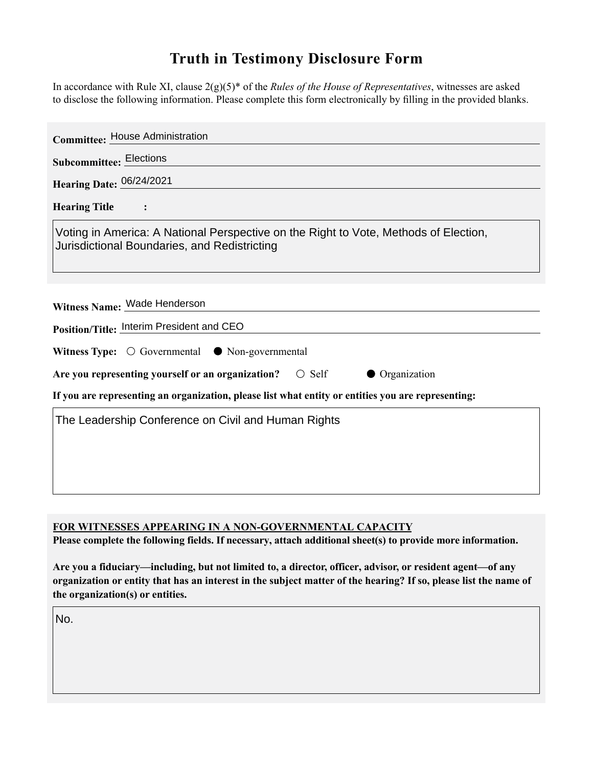# Truth in Testimony Disclosure Form

In accordance with Rule XI, clause 2(g)(5)* of the *Rules of the House of Representatives*, witnesses are asked to disclose the following information. Please complete this form electronically by filling in the provided blanks.

**Committee:** House Administration

**Subcommittee:** Elections

**Hearing Date:** 06/24/2021

**Hearing Title:**

Voting in America: A National Perspective on the Right to Vote, Methods of Election, Jurisdictional Boundaries, and Redistricting

**Witness Name:** Wade Henderson

**Position/Title:** Interim President and CEO

**Witness Type:** ○ Governmental ● Non-governmental

**Are you representing yourself or an organization?** ○ Self ● Organization

**If you are representing an organization, please list what entity or entities you are representing:**

The Leadership Conference on Civil and Human Rights

**FOR WITNESSES APPEARING IN A NON-GOVERNMENTAL CAPACITY**

**Please complete the following fields. If necessary, attach additional sheet(s) to provide more information.**

**Are you a fiduciary—including, but not limited to, a director, officer, advisor, or resident agent—of any organization or entity that has an interest in the subject matter of the hearing? If so, please list the name of the organization(s) or entities.**

No.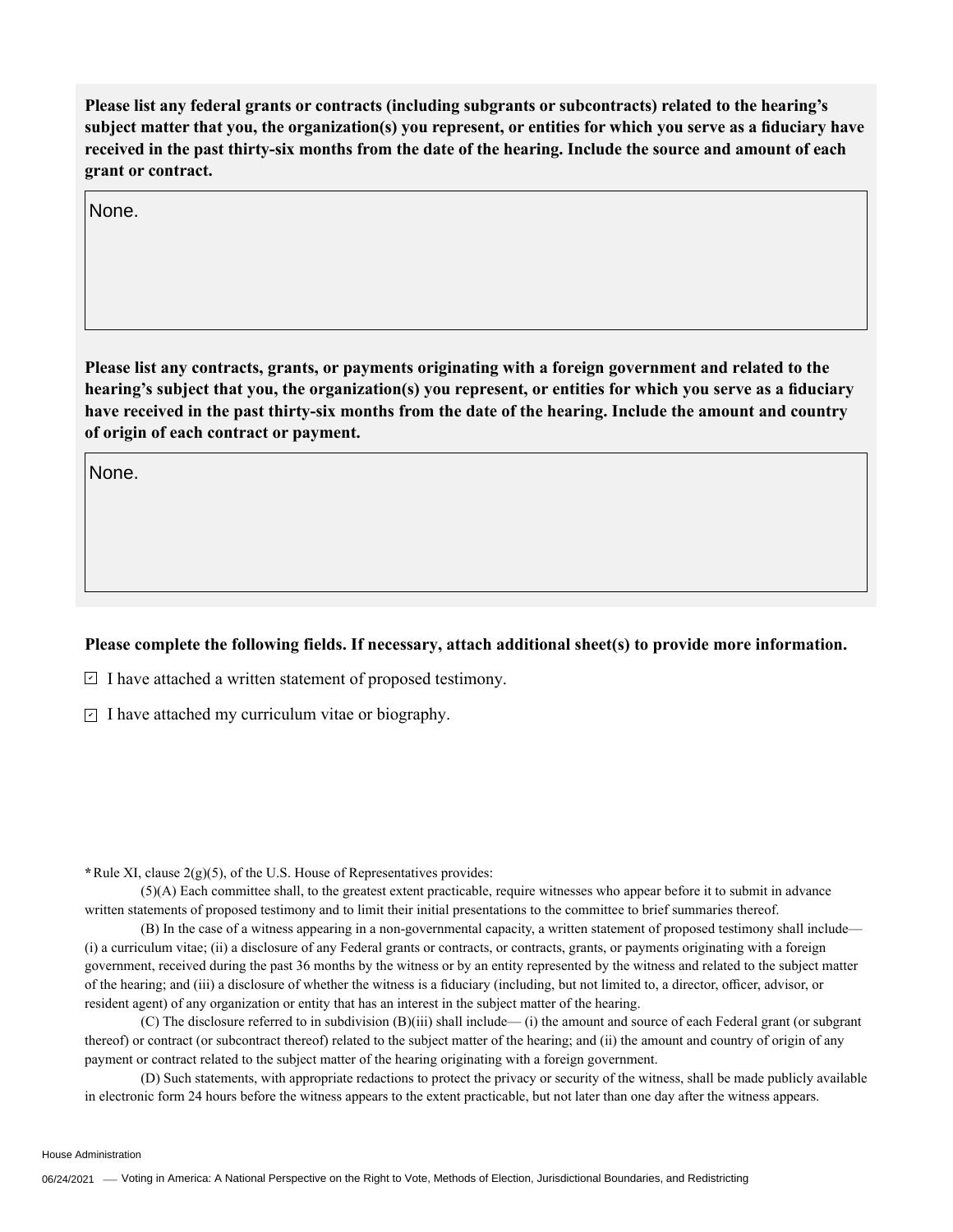**Please list any federal grants or contracts (including subgrants or subcontracts) related to the hearing's subject matter that you, the organization(s) you represent, or entities for which you serve as a fiduciary have received in the past thirty-six months from the date of the hearing. Include the source and amount of each grant or contract.**

None.

**Please list any contracts, grants, or payments originating with a foreign government and related to the hearing's subject that you, the organization(s) you represent, or entities for which you serve as a fiduciary have received in the past thirty-six months from the date of the hearing. Include the amount and country of origin of each contract or payment.**

None.

**Please complete the following fields. If necessary, attach additional sheet(s) to provide more information.**

- [x] I have attached a written statement of proposed testimony.
- [x] I have attached my curriculum vitae or biography.

**\***Rule XI, clause 2(g)(5), of the U.S. House of Representatives provides:

(5)(A) Each committee shall, to the greatest extent practicable, require witnesses who appear before it to submit in advance written statements of proposed testimony and to limit their initial presentations to the committee to brief summaries thereof.

(B) In the case of a witness appearing in a non-governmental capacity, a written statement of proposed testimony shall include— (i) a curriculum vitae; (ii) a disclosure of any Federal grants or contracts, or contracts, grants, or payments originating with a foreign government, received during the past 36 months by the witness or by an entity represented by the witness and related to the subject matter of the hearing; and (iii) a disclosure of whether the witness is a fiduciary (including, but not limited to, a director, officer, advisor, or resident agent) of any organization or entity that has an interest in the subject matter of the hearing.

(C) The disclosure referred to in subdivision (B)(iii) shall include— (i) the amount and source of each Federal grant (or subgrant thereof) or contract (or subcontract thereof) related to the subject matter of the hearing; and (ii) the amount and country of origin of any payment or contract related to the subject matter of the hearing originating with a foreign government.

(D) Such statements, with appropriate redactions to protect the privacy or security of the witness, shall be made publicly available in electronic form 24 hours before the witness appears to the extent practicable, but not later than one day after the witness appears.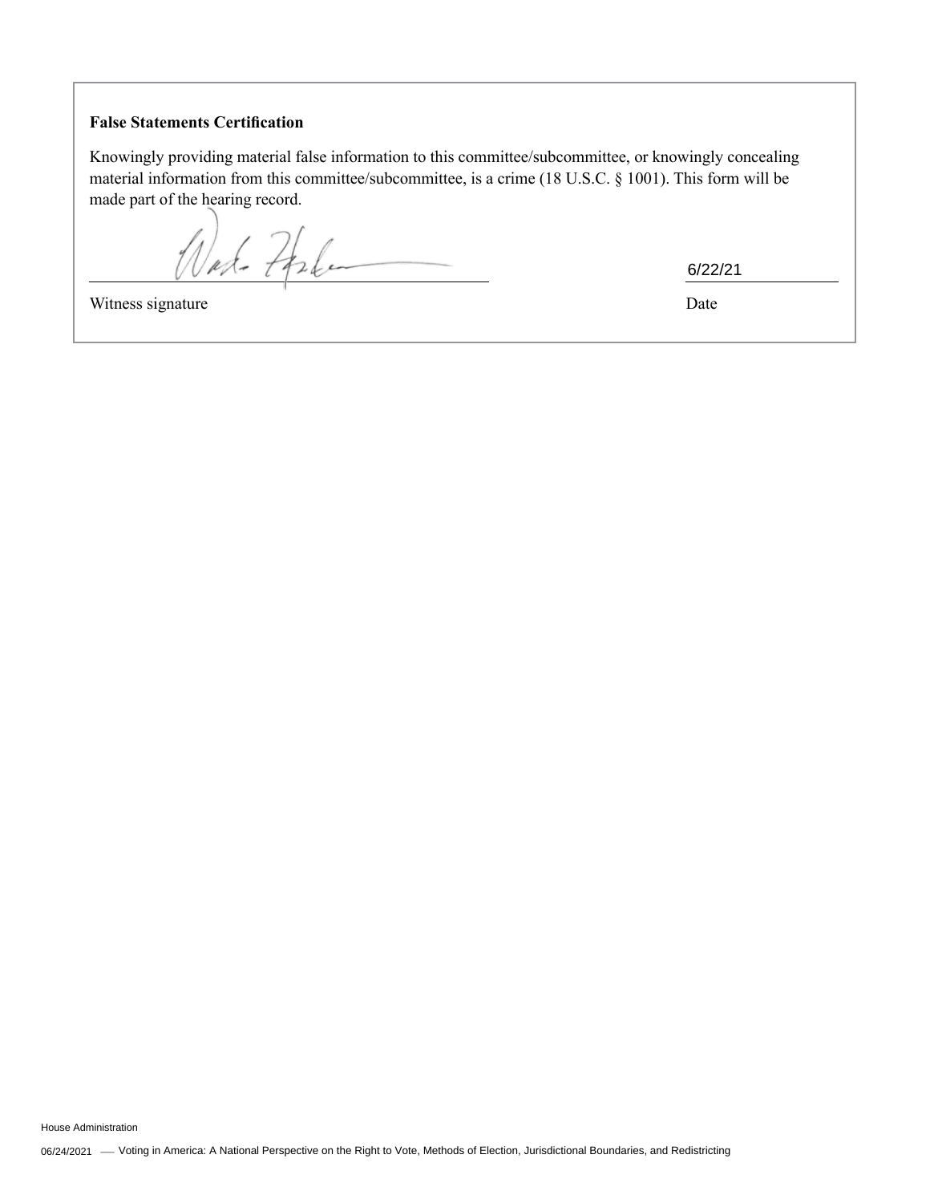**False Statements Certification**

Knowingly providing material false information to this committee/subcommittee, or knowingly concealing material information from this committee/subcommittee, is a crime (18 U.S.C. § 1001). This form will be made part of the hearing record.

Witness signature

6/22/21

Date